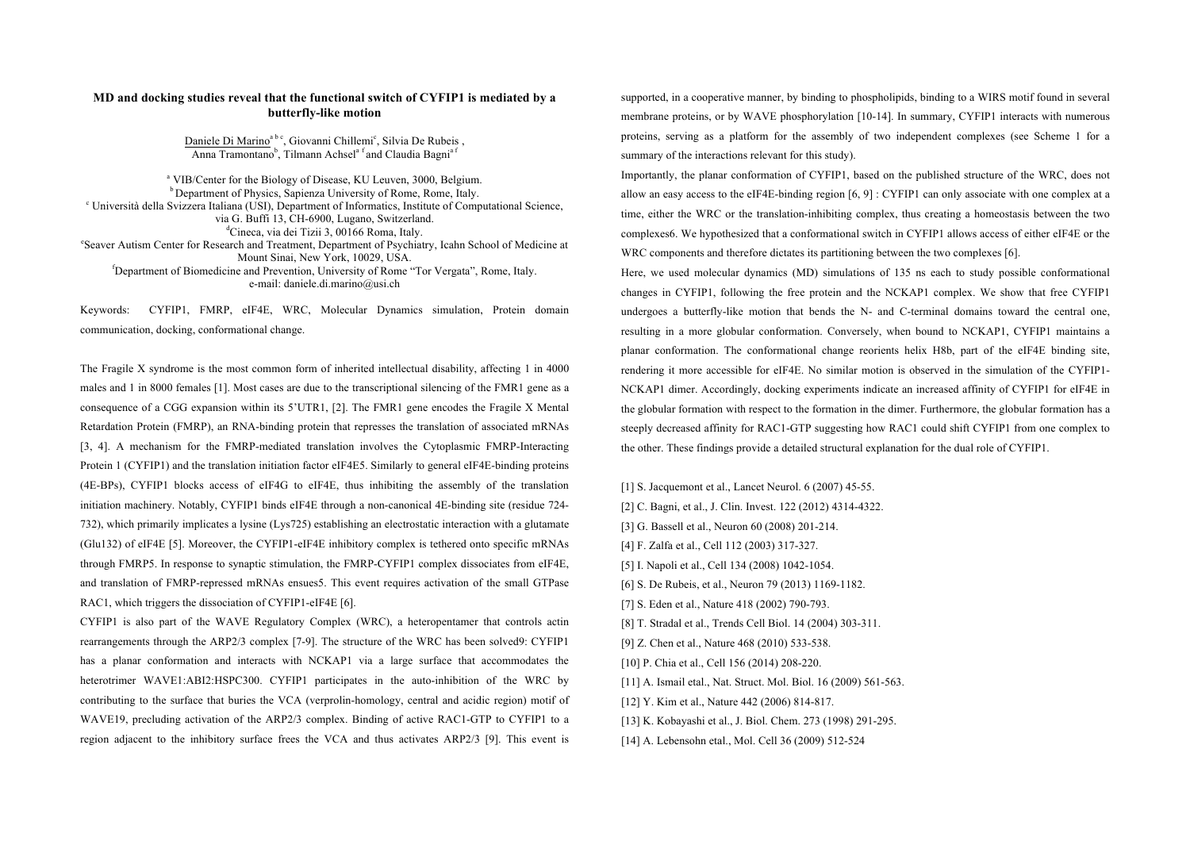# MD and docking studies reveal that the functional switch of CYFIP1 is mediated by a butterfly-like motion

Daniele Di Marino[a b c], Giovanni Chillemi[c], Silvia De Rubeis , Anna Tramontano[b], Tilmann Achsel[a f] and Claudia Bagni[a f]

[a] VIB/Center for the Biology of Disease, KU Leuven, 3000, Belgium.
[b] Department of Physics, Sapienza University of Rome, Rome, Italy.
[c] Università della Svizzera Italiana (USI), Department of Informatics, Institute of Computational Science, via G. Buffi 13, CH-6900, Lugano, Switzerland.
[d] Cineca, via dei Tizii 3, 00166 Roma, Italy.
[e] Seaver Autism Center for Research and Treatment, Department of Psychiatry, Icahn School of Medicine at Mount Sinai, New York, 10029, USA.
[f] Department of Biomedicine and Prevention, University of Rome "Tor Vergata", Rome, Italy.
e-mail: daniele.di.marino@usi.ch

Keywords: CYFIP1, FMRP, eIF4E, WRC, Molecular Dynamics simulation, Protein domain communication, docking, conformational change.

The Fragile X syndrome is the most common form of inherited intellectual disability, affecting 1 in 4000 males and 1 in 8000 females [1]. Most cases are due to the transcriptional silencing of the FMR1 gene as a consequence of a CGG expansion within its 5'UTR1, [2]. The FMR1 gene encodes the Fragile X Mental Retardation Protein (FMRP), an RNA-binding protein that represses the translation of associated mRNAs [3, 4]. A mechanism for the FMRP-mediated translation involves the Cytoplasmic FMRP-Interacting Protein 1 (CYFIP1) and the translation initiation factor eIF4E5. Similarly to general eIF4E-binding proteins (4E-BPs), CYFIP1 blocks access of eIF4G to eIF4E, thus inhibiting the assembly of the translation initiation machinery. Notably, CYFIP1 binds eIF4E through a non-canonical 4E-binding site (residue 724-732), which primarily implicates a lysine (Lys725) establishing an electrostatic interaction with a glutamate (Glu132) of eIF4E [5]. Moreover, the CYFIP1-eIF4E inhibitory complex is tethered onto specific mRNAs through FMRP5. In response to synaptic stimulation, the FMRP-CYFIP1 complex dissociates from eIF4E, and translation of FMRP-repressed mRNAs ensues5. This event requires activation of the small GTPase RAC1, which triggers the dissociation of CYFIP1-eIF4E [6].

CYFIP1 is also part of the WAVE Regulatory Complex (WRC), a heteropentamer that controls actin rearrangements through the ARP2/3 complex [7-9]. The structure of the WRC has been solved9: CYFIP1 has a planar conformation and interacts with NCKAP1 via a large surface that accommodates the heterotrimer WAVE1:ABI2:HSPC300. CYFIP1 participates in the auto-inhibition of the WRC by contributing to the surface that buries the VCA (verprolin-homology, central and acidic region) motif of WAVE19, precluding activation of the ARP2/3 complex. Binding of active RAC1-GTP to CYFIP1 to a region adjacent to the inhibitory surface frees the VCA and thus activates ARP2/3 [9]. This event is supported, in a cooperative manner, by binding to phospholipids, binding to a WIRS motif found in several membrane proteins, or by WAVE phosphorylation [10-14]. In summary, CYFIP1 interacts with numerous proteins, serving as a platform for the assembly of two independent complexes (see Scheme 1 for a summary of the interactions relevant for this study).

Importantly, the planar conformation of CYFIP1, based on the published structure of the WRC, does not allow an easy access to the eIF4E-binding region [6, 9] : CYFIP1 can only associate with one complex at a time, either the WRC or the translation-inhibiting complex, thus creating a homeostasis between the two complexes6. We hypothesized that a conformational switch in CYFIP1 allows access of either eIF4E or the WRC components and therefore dictates its partitioning between the two complexes [6].

Here, we used molecular dynamics (MD) simulations of 135 ns each to study possible conformational changes in CYFIP1, following the free protein and the NCKAP1 complex. We show that free CYFIP1 undergoes a butterfly-like motion that bends the N- and C-terminal domains toward the central one, resulting in a more globular conformation. Conversely, when bound to NCKAP1, CYFIP1 maintains a planar conformation. The conformational change reorients helix H8b, part of the eIF4E binding site, rendering it more accessible for eIF4E. No similar motion is observed in the simulation of the CYFIP1-NCKAP1 dimer. Accordingly, docking experiments indicate an increased affinity of CYFIP1 for eIF4E in the globular formation with respect to the formation in the dimer. Furthermore, the globular formation has a steeply decreased affinity for RAC1-GTP suggesting how RAC1 could shift CYFIP1 from one complex to the other. These findings provide a detailed structural explanation for the dual role of CYFIP1.

[1] S. Jacquemont et al., Lancet Neurol. 6 (2007) 45-55.
[2] C. Bagni, et al., J. Clin. Invest. 122 (2012) 4314-4322.
[3] G. Bassell et al., Neuron 60 (2008) 201-214.
[4] F. Zalfa et al., Cell 112 (2003) 317-327.
[5] I. Napoli et al., Cell 134 (2008) 1042-1054.
[6] S. De Rubeis, et al., Neuron 79 (2013) 1169-1182.
[7] S. Eden et al., Nature 418 (2002) 790-793.
[8] T. Stradal et al., Trends Cell Biol. 14 (2004) 303-311.
[9] Z. Chen et al., Nature 468 (2010) 533-538.
[10] P. Chia et al., Cell 156 (2014) 208-220.
[11] A. Ismail etal., Nat. Struct. Mol. Biol. 16 (2009) 561-563.
[12] Y. Kim et al., Nature 442 (2006) 814-817.
[13] K. Kobayashi et al., J. Biol. Chem. 273 (1998) 291-295.
[14] A. Lebensohn etal., Mol. Cell 36 (2009) 512-524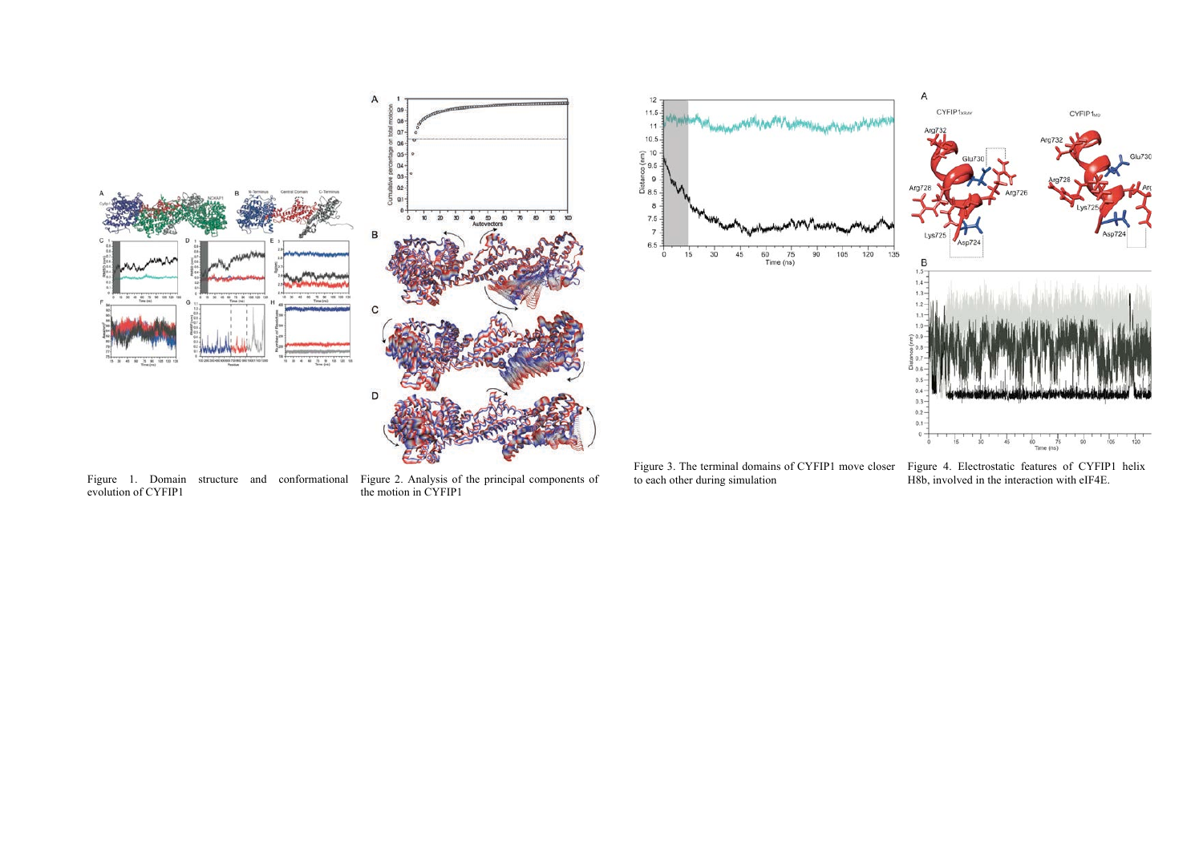Figure 1. Domain structure and conformational evolution of CYFIP1

Figure 2. Analysis of the principal components of the motion in CYFIP1

Figure 3. The terminal domains of CYFIP1 move closer to each other during simulation

Figure 4. Electrostatic features of CYFIP1 helix H8b, involved in the interaction with eIF4E.